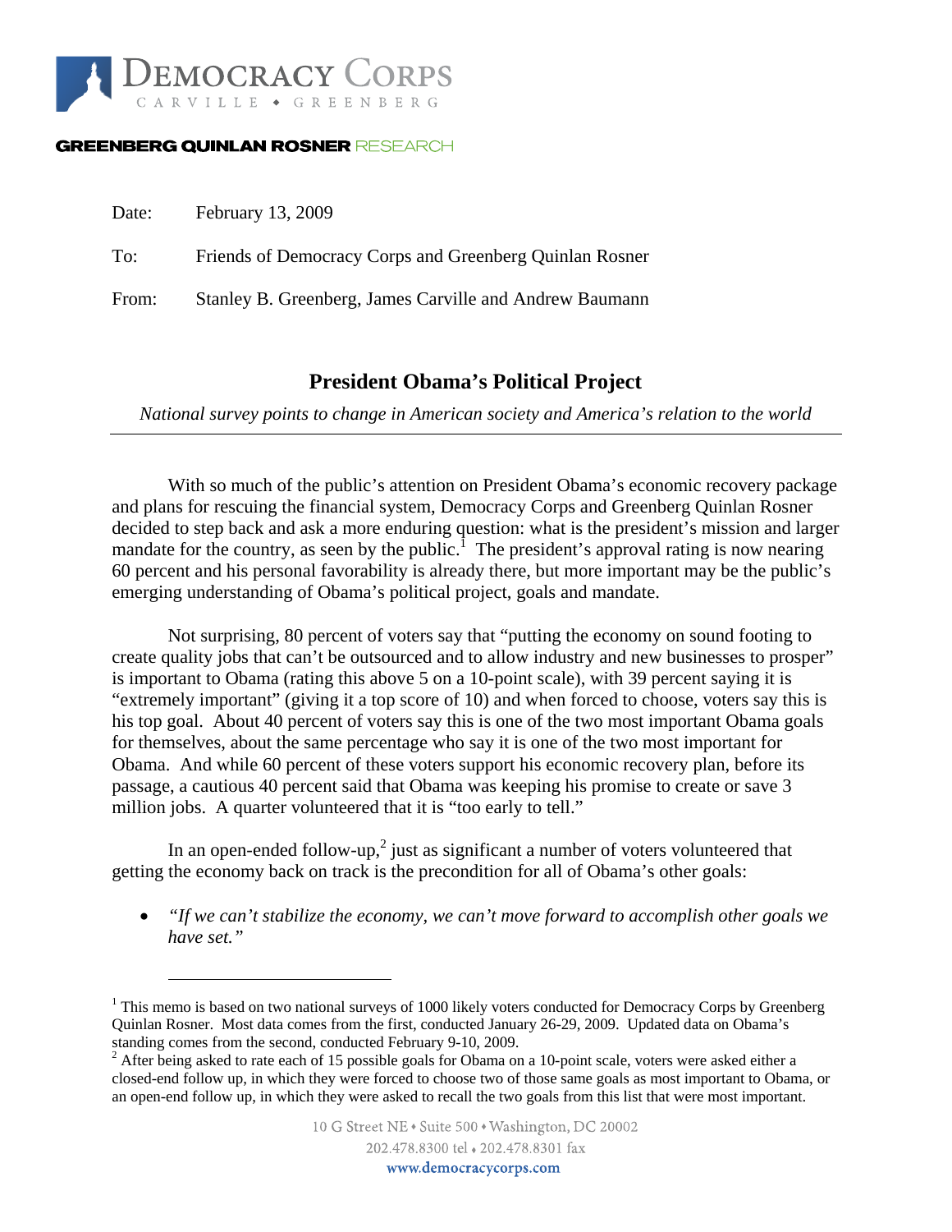**DEMOCRACY CORPS**
CARVILLE • GREENBERG

**GREENBERG QUINLAN ROSNER** RESEARCH

Date: February 13, 2009

To: Friends of Democracy Corps and Greenberg Quinlan Rosner

From: Stanley B. Greenberg, James Carville and Andrew Baumann

# President Obama's Political Project

*National survey points to change in American society and America's relation to the world*

---

With so much of the public's attention on President Obama's economic recovery package and plans for rescuing the financial system, Democracy Corps and Greenberg Quinlan Rosner decided to step back and ask a more enduring question: what is the president's mission and larger mandate for the country, as seen by the public.[1] The president's approval rating is now nearing 60 percent and his personal favorability is already there, but more important may be the public's emerging understanding of Obama's political project, goals and mandate.

Not surprising, 80 percent of voters say that "putting the economy on sound footing to create quality jobs that can't be outsourced and to allow industry and new businesses to prosper" is important to Obama (rating this above 5 on a 10-point scale), with 39 percent saying it is "extremely important" (giving it a top score of 10) and when forced to choose, voters say this is his top goal. About 40 percent of voters say this is one of the two most important Obama goals for themselves, about the same percentage who say it is one of the two most important for Obama. And while 60 percent of these voters support his economic recovery plan, before its passage, a cautious 40 percent said that Obama was keeping his promise to create or save 3 million jobs. A quarter volunteered that it is "too early to tell."

In an open-ended follow-up,[2] just as significant a number of voters volunteered that getting the economy back on track is the precondition for all of Obama's other goals:

- *"If we can't stabilize the economy, we can't move forward to accomplish other goals we have set."*

---

[1] This memo is based on two national surveys of 1000 likely voters conducted for Democracy Corps by Greenberg Quinlan Rosner. Most data comes from the first, conducted January 26-29, 2009. Updated data on Obama's standing comes from the second, conducted February 9-10, 2009.

[2] After being asked to rate each of 15 possible goals for Obama on a 10-point scale, voters were asked either a closed-end follow up, in which they were forced to choose two of those same goals as most important to Obama, or an open-end follow up, in which they were asked to recall the two goals from this list that were most important.

10 G Street NE • Suite 500 • Washington, DC 20002
202.478.8300 tel • 202.478.8301 fax
www.democracycorps.com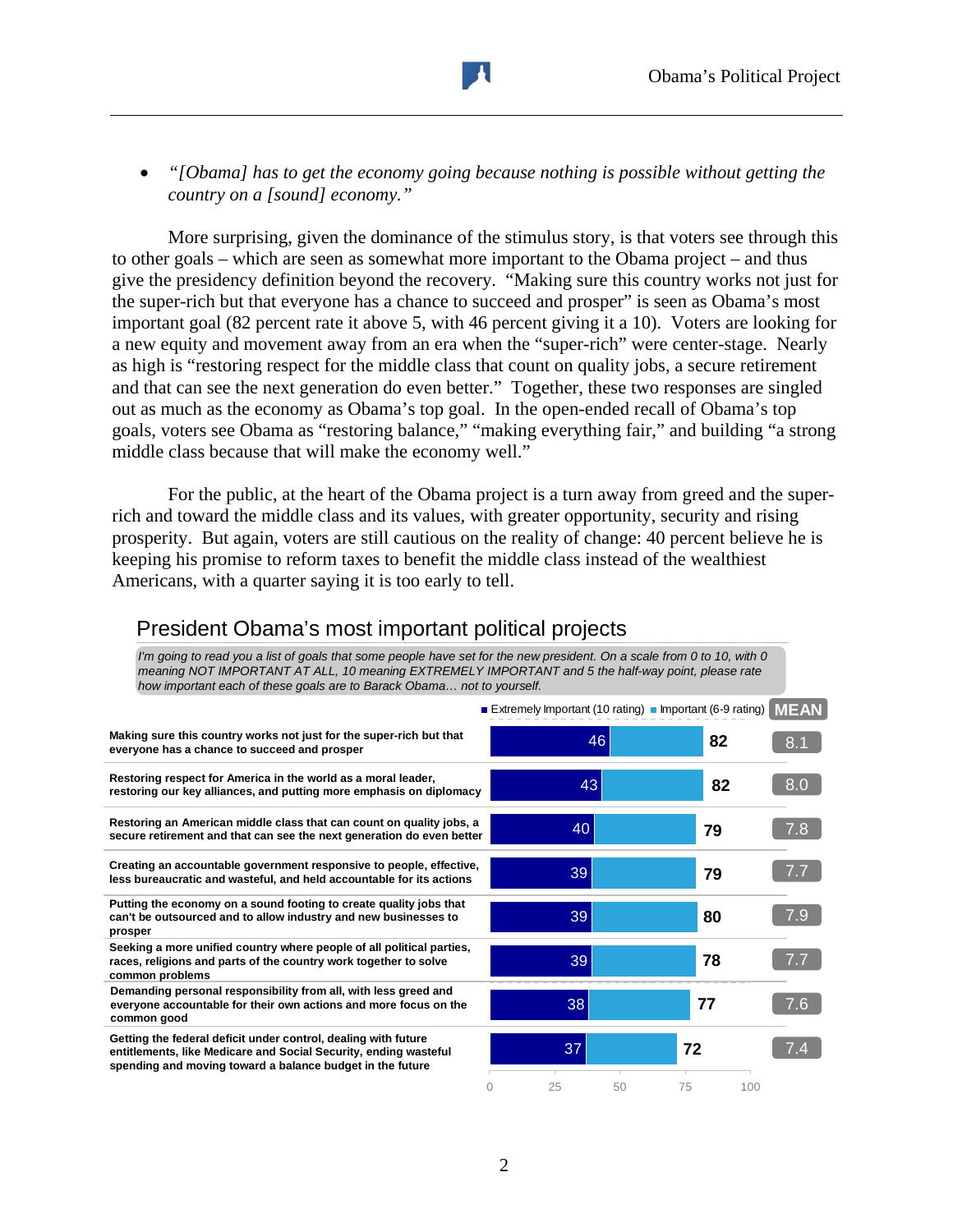- *"[Obama] has to get the economy going because nothing is possible without getting the country on a [sound] economy."*

More surprising, given the dominance of the stimulus story, is that voters see through this to other goals – which are seen as somewhat more important to the Obama project – and thus give the presidency definition beyond the recovery. "Making sure this country works not just for the super-rich but that everyone has a chance to succeed and prosper" is seen as Obama's most important goal (82 percent rate it above 5, with 46 percent giving it a 10). Voters are looking for a new equity and movement away from an era when the "super-rich" were center-stage. Nearly as high is "restoring respect for the middle class that count on quality jobs, a secure retirement and that can see the next generation do even better." Together, these two responses are singled out as much as the economy as Obama's top goal. In the open-ended recall of Obama's top goals, voters see Obama as "restoring balance," "making everything fair," and building "a strong middle class because that will make the economy well."

For the public, at the heart of the Obama project is a turn away from greed and the super-rich and toward the middle class and its values, with greater opportunity, security and rising prosperity. But again, voters are still cautious on the reality of change: 40 percent believe he is keeping his promise to reform taxes to benefit the middle class instead of the wealthiest Americans, with a quarter saying it is too early to tell.

### President Obama's most important political projects

*I'm going to read you a list of goals that some people have set for the new president. On a scale from 0 to 10, with 0 meaning NOT IMPORTANT AT ALL, 10 meaning EXTREMELY IMPORTANT and 5 the half-way point, please rate how important each of these goals are to Barack Obama… not to yourself.*

| Goal | Extremely Important (10 rating) | Total Important (6-10 rating) | MEAN |
|---|---|---|---|
| Making sure this country works not just for the super-rich but that everyone has a chance to succeed and prosper | 46 | 82 | 8.1 |
| Restoring respect for America in the world as a moral leader, restoring our key alliances, and putting more emphasis on diplomacy | 43 | 82 | 8.0 |
| Restoring an American middle class that can count on quality jobs, a secure retirement and that can see the next generation do even better | 40 | 79 | 7.8 |
| Creating an accountable government responsive to people, effective, less bureaucratic and wasteful, and held accountable for its actions | 39 | 79 | 7.7 |
| Putting the economy on a sound footing to create quality jobs that can't be outsourced and to allow industry and new businesses to prosper | 39 | 80 | 7.9 |
| Seeking a more unified country where people of all political parties, races, religions and parts of the country work together to solve common problems | 39 | 78 | 7.7 |
| Demanding personal responsibility from all, with less greed and everyone accountable for their own actions and more focus on the common good | 38 | 77 | 7.6 |
| Getting the federal deficit under control, dealing with future entitlements, like Medicare and Social Security, ending wasteful spending and moving toward a balance budget in the future | 37 | 72 | 7.4 |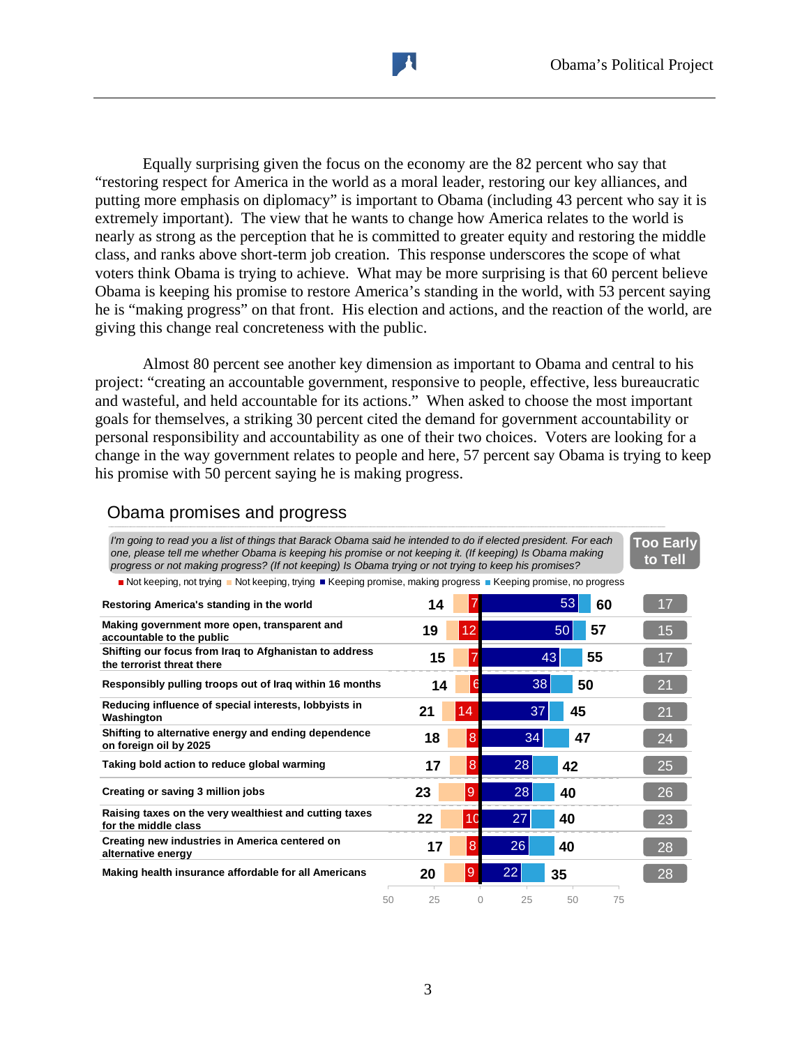Equally surprising given the focus on the economy are the 82 percent who say that "restoring respect for America in the world as a moral leader, restoring our key alliances, and putting more emphasis on diplomacy" is important to Obama (including 43 percent who say it is extremely important). The view that he wants to change how America relates to the world is nearly as strong as the perception that he is committed to greater equity and restoring the middle class, and ranks above short-term job creation. This response underscores the scope of what voters think Obama is trying to achieve. What may be more surprising is that 60 percent believe Obama is keeping his promise to restore America's standing in the world, with 53 percent saying he is "making progress" on that front. His election and actions, and the reaction of the world, are giving this change real concreteness with the public.

Almost 80 percent see another key dimension as important to Obama and central to his project: "creating an accountable government, responsive to people, effective, less bureaucratic and wasteful, and held accountable for its actions." When asked to choose the most important goals for themselves, a striking 30 percent cited the demand for government accountability or personal responsibility and accountability as one of their two choices. Voters are looking for a change in the way government relates to people and here, 57 percent say Obama is trying to keep his promise with 50 percent saying he is making progress.

## Obama promises and progress

*I'm going to read you a list of things that Barack Obama said he intended to do if elected president. For each one, please tell me whether Obama is keeping his promise or not keeping it. (If keeping) Is Obama making progress or not making progress? (If not keeping) Is Obama trying or not trying to keep his promises?*

| Promise | Not keeping (total) | Not keeping, not trying | Keeping promise, making progress | Keeping promise (total) | Too Early to Tell |
|---|---|---|---|---|---|
| Restoring America's standing in the world | 14 | 7 | 53 | 60 | 17 |
| Making government more open, transparent and accountable to the public | 19 | 12 | 50 | 57 | 15 |
| Shifting our focus from Iraq to Afghanistan to address the terrorist threat there | 15 | 7 | 43 | 55 | 17 |
| Responsibly pulling troops out of Iraq within 16 months | 14 | 6 | 38 | 50 | 21 |
| Reducing influence of special interests, lobbyists in Washington | 21 | 14 | 37 | 45 | 21 |
| Shifting to alternative energy and ending dependence on foreign oil by 2025 | 18 | 8 | 34 | 47 | 24 |
| Taking bold action to reduce global warming | 17 | 8 | 28 | 42 | 25 |
| Creating or saving 3 million jobs | 23 | 9 | 28 | 40 | 26 |
| Raising taxes on the very wealthiest and cutting taxes for the middle class | 22 | 10 | 27 | 40 | 23 |
| Creating new industries in America centered on alternative energy | 17 | 8 | 26 | 40 | 28 |
| Making health insurance affordable for all Americans | 20 | 9 | 22 | 35 | 28 |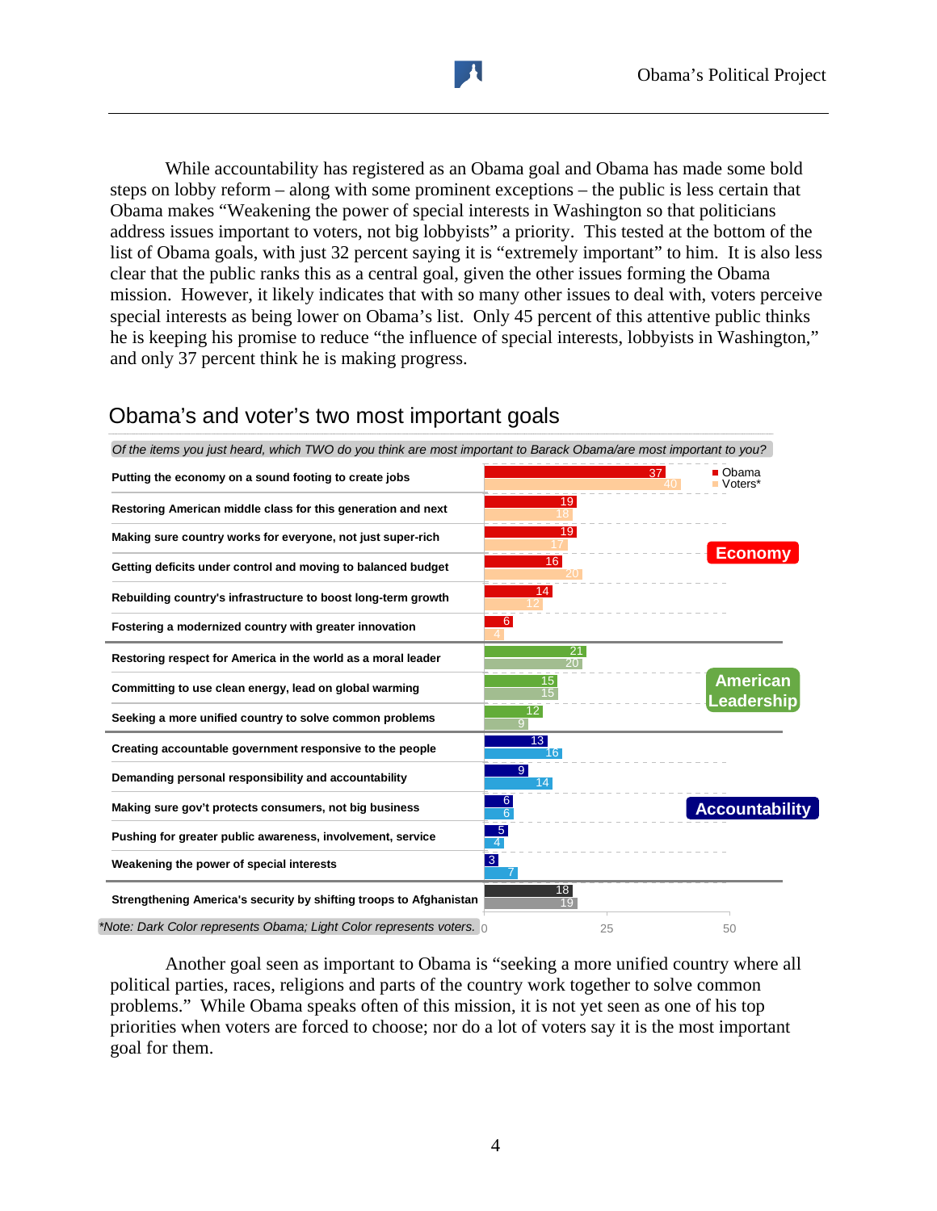While accountability has registered as an Obama goal and Obama has made some bold steps on lobby reform – along with some prominent exceptions – the public is less certain that Obama makes "Weakening the power of special interests in Washington so that politicians address issues important to voters, not big lobbyists" a priority. This tested at the bottom of the list of Obama goals, with just 32 percent saying it is "extremely important" to him. It is also less clear that the public ranks this as a central goal, given the other issues forming the Obama mission. However, it likely indicates that with so many other issues to deal with, voters perceive special interests as being lower on Obama's list. Only 45 percent of this attentive public thinks he is keeping his promise to reduce "the influence of special interests, lobbyists in Washington," and only 37 percent think he is making progress.

## Obama's and voter's two most important goals

*Of the items you just heard, which TWO do you think are most important to Barack Obama/are most important to you?*

| Category | Item | Obama | Voters* |
|---|---|---|---|
| Economy | Putting the economy on a sound footing to create jobs | 37 | 40 |
| | Restoring American middle class for this generation and next | 19 | 18 |
| | Making sure country works for everyone, not just super-rich | 19 | 17 |
| | Getting deficits under control and moving to balanced budget | 16 | 20 |
| | Rebuilding country's infrastructure to boost long-term growth | 14 | 12 |
| | Fostering a modernized country with greater innovation | 6 | 4 |
| American Leadership | Restoring respect for America in the world as a moral leader | 21 | 20 |
| | Committing to use clean energy, lead on global warming | 15 | 15 |
| | Seeking a more unified country to solve common problems | 12 | 9 |
| Accountability | Creating accountable government responsive to the people | 13 | 16 |
| | Demanding personal responsibility and accountability | 9 | 14 |
| | Making sure gov't protects consumers, not big business | 6 | 6 |
| | Pushing for greater public awareness, involvement, service | 5 | 4 |
| | Weakening the power of special interests | 3 | 7 |
| | Strengthening America's security by shifting troops to Afghanistan | 18 | 19 |

*Note: Dark Color represents Obama; Light Color represents voters.*

Another goal seen as important to Obama is "seeking a more unified country where all political parties, races, religions and parts of the country work together to solve common problems." While Obama speaks often of this mission, it is not yet seen as one of his top priorities when voters are forced to choose; nor do a lot of voters say it is the most important goal for them.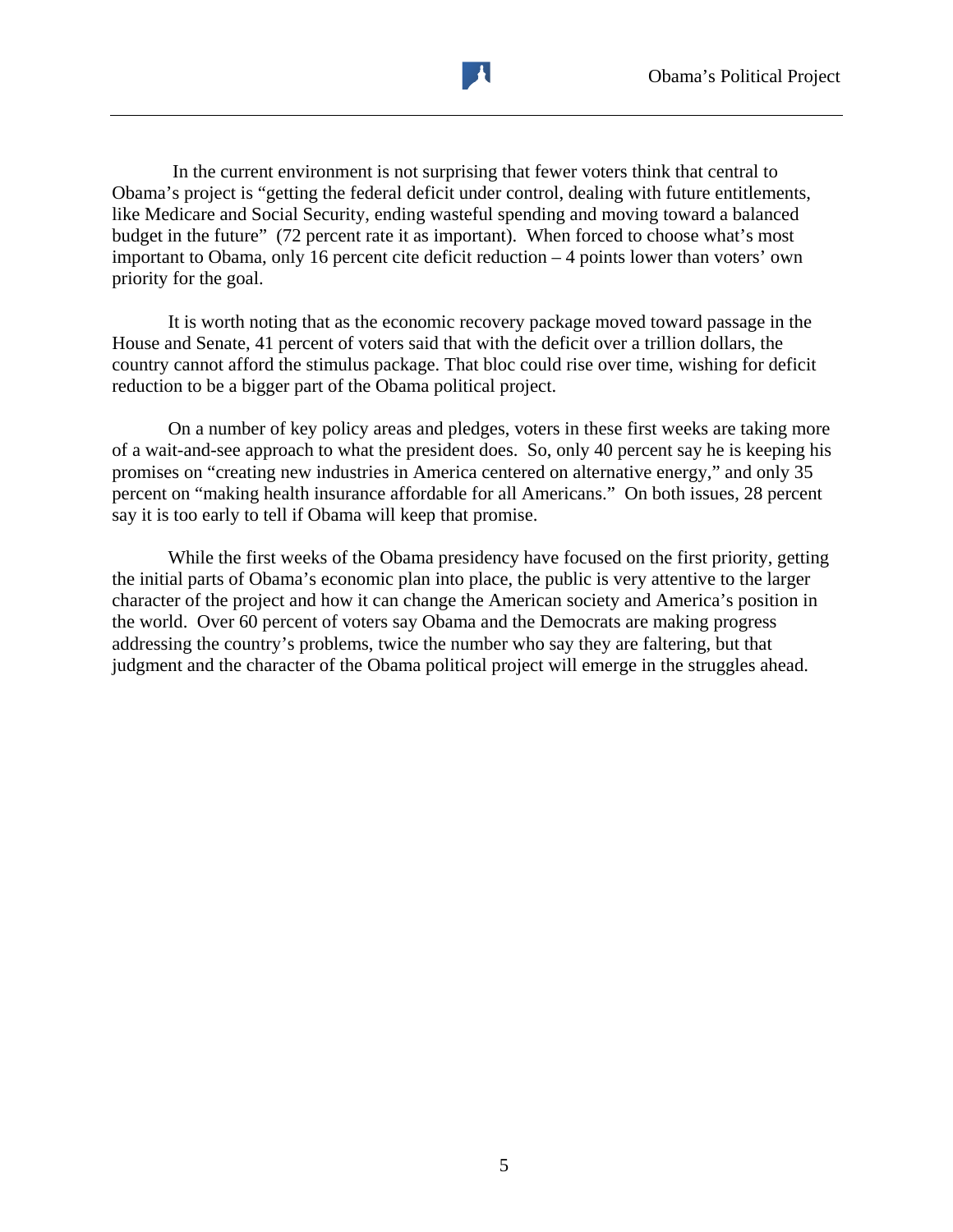In the current environment is not surprising that fewer voters think that central to Obama's project is "getting the federal deficit under control, dealing with future entitlements, like Medicare and Social Security, ending wasteful spending and moving toward a balanced budget in the future" (72 percent rate it as important). When forced to choose what's most important to Obama, only 16 percent cite deficit reduction – 4 points lower than voters' own priority for the goal.

It is worth noting that as the economic recovery package moved toward passage in the House and Senate, 41 percent of voters said that with the deficit over a trillion dollars, the country cannot afford the stimulus package. That bloc could rise over time, wishing for deficit reduction to be a bigger part of the Obama political project.

On a number of key policy areas and pledges, voters in these first weeks are taking more of a wait-and-see approach to what the president does. So, only 40 percent say he is keeping his promises on "creating new industries in America centered on alternative energy," and only 35 percent on "making health insurance affordable for all Americans." On both issues, 28 percent say it is too early to tell if Obama will keep that promise.

While the first weeks of the Obama presidency have focused on the first priority, getting the initial parts of Obama's economic plan into place, the public is very attentive to the larger character of the project and how it can change the American society and America's position in the world. Over 60 percent of voters say Obama and the Democrats are making progress addressing the country's problems, twice the number who say they are faltering, but that judgment and the character of the Obama political project will emerge in the struggles ahead.